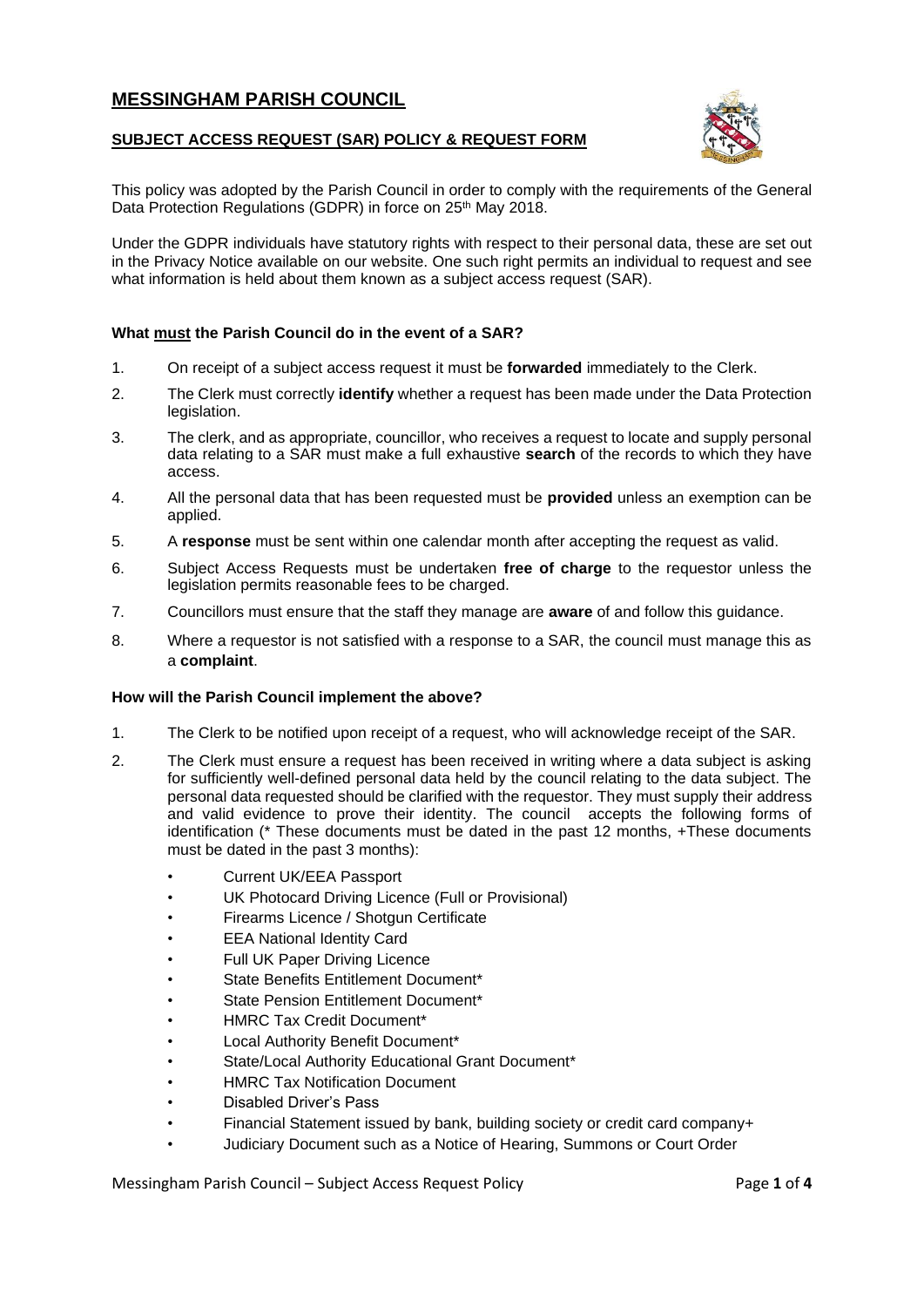# MESSINGHAM PARISH COUNCIL

## SUBJECT ACCESS REQUEST (SAR) POLICY & REQUEST FORM

This policy was adopted by the Parish Council in order to comply with the requirements of the General Data Protection Regulations (GDPR) in force on 25th May 2018.

Under the GDPR individuals have statutory rights with respect to their personal data, these are set out in the Privacy Notice available on our website. One such right permits an individual to request and see what information is held about them known as a subject access request (SAR).

### What must the Parish Council do in the event of a SAR?

1. On receipt of a subject access request it must be **forwarded** immediately to the Clerk.
2. The Clerk must correctly **identify** whether a request has been made under the Data Protection legislation.
3. The clerk, and as appropriate, councillor, who receives a request to locate and supply personal data relating to a SAR must make a full exhaustive **search** of the records to which they have access.
4. All the personal data that has been requested must be **provided** unless an exemption can be applied.
5. A **response** must be sent within one calendar month after accepting the request as valid.
6. Subject Access Requests must be undertaken **free of charge** to the requestor unless the legislation permits reasonable fees to be charged.
7. Councillors must ensure that the staff they manage are **aware** of and follow this guidance.
8. Where a requestor is not satisfied with a response to a SAR, the council must manage this as a **complaint**.

### How will the Parish Council implement the above?

1. The Clerk to be notified upon receipt of a request, who will acknowledge receipt of the SAR.
2. The Clerk must ensure a request has been received in writing where a data subject is asking for sufficiently well-defined personal data held by the council relating to the data subject. The personal data requested should be clarified with the requestor. They must supply their address and valid evidence to prove their identity. The council accepts the following forms of identification (* These documents must be dated in the past 12 months, +These documents must be dated in the past 3 months):
   - Current UK/EEA Passport
   - UK Photocard Driving Licence (Full or Provisional)
   - Firearms Licence / Shotgun Certificate
   - EEA National Identity Card
   - Full UK Paper Driving Licence
   - State Benefits Entitlement Document*
   - State Pension Entitlement Document*
   - HMRC Tax Credit Document*
   - Local Authority Benefit Document*
   - State/Local Authority Educational Grant Document*
   - HMRC Tax Notification Document
   - Disabled Driver's Pass
   - Financial Statement issued by bank, building society or credit card company+
   - Judiciary Document such as a Notice of Hearing, Summons or Court Order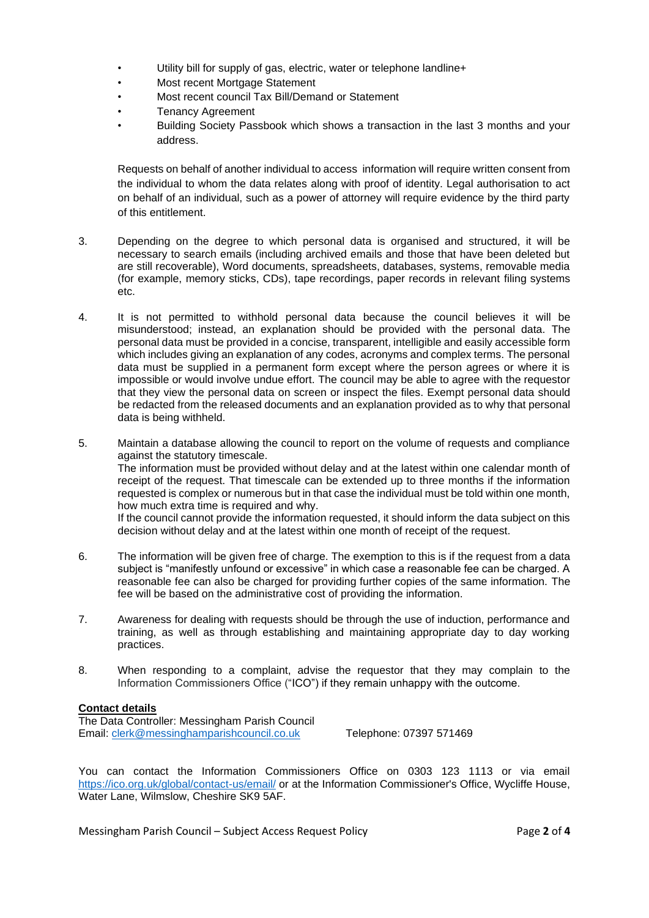- Utility bill for supply of gas, electric, water or telephone landline+
- Most recent Mortgage Statement
- Most recent council Tax Bill/Demand or Statement
- Tenancy Agreement
- Building Society Passbook which shows a transaction in the last 3 months and your address.

Requests on behalf of another individual to access information will require written consent from the individual to whom the data relates along with proof of identity. Legal authorisation to act on behalf of an individual, such as a power of attorney will require evidence by the third party of this entitlement.

3. Depending on the degree to which personal data is organised and structured, it will be necessary to search emails (including archived emails and those that have been deleted but are still recoverable), Word documents, spreadsheets, databases, systems, removable media (for example, memory sticks, CDs), tape recordings, paper records in relevant filing systems etc.

4. It is not permitted to withhold personal data because the council believes it will be misunderstood; instead, an explanation should be provided with the personal data. The personal data must be provided in a concise, transparent, intelligible and easily accessible form which includes giving an explanation of any codes, acronyms and complex terms. The personal data must be supplied in a permanent form except where the person agrees or where it is impossible or would involve undue effort. The council may be able to agree with the requestor that they view the personal data on screen or inspect the files. Exempt personal data should be redacted from the released documents and an explanation provided as to why that personal data is being withheld.

5. Maintain a database allowing the council to report on the volume of requests and compliance against the statutory timescale.
   The information must be provided without delay and at the latest within one calendar month of receipt of the request. That timescale can be extended up to three months if the information requested is complex or numerous but in that case the individual must be told within one month, how much extra time is required and why.
   If the council cannot provide the information requested, it should inform the data subject on this decision without delay and at the latest within one month of receipt of the request.

6. The information will be given free of charge. The exemption to this is if the request from a data subject is "manifestly unfound or excessive" in which case a reasonable fee can be charged. A reasonable fee can also be charged for providing further copies of the same information. The fee will be based on the administrative cost of providing the information.

7. Awareness for dealing with requests should be through the use of induction, performance and training, as well as through establishing and maintaining appropriate day to day working practices.

8. When responding to a complaint, advise the requestor that they may complain to the Information Commissioners Office ("ICO") if they remain unhappy with the outcome.

**Contact details**

The Data Controller: Messingham Parish Council
Email: clerk@messinghamparishcouncil.co.uk Telephone: 07397 571469

You can contact the Information Commissioners Office on 0303 123 1113 or via email https://ico.org.uk/global/contact-us/email/ or at the Information Commissioner's Office, Wycliffe House, Water Lane, Wilmslow, Cheshire SK9 5AF.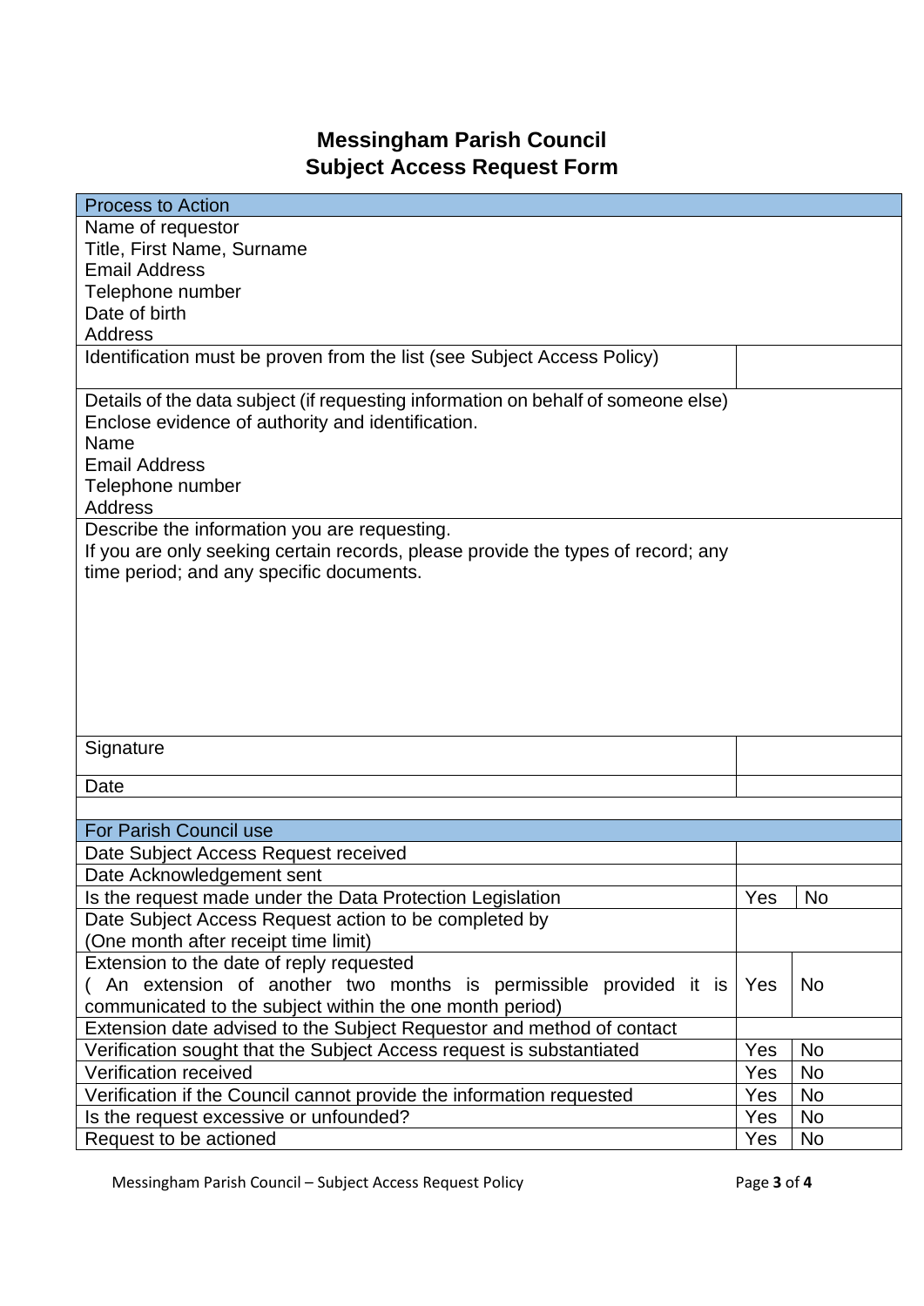# Messingham Parish Council
# Subject Access Request Form

| Process to Action | | |
|---|---|---|
| Name of requestor<br>Title, First Name, Surname<br>Email Address<br>Telephone number<br>Date of birth<br>Address | | |
| Identification must be proven from the list (see Subject Access Policy) | | |
| Details of the data subject (if requesting information on behalf of someone else)<br>Enclose evidence of authority and identification.<br>Name<br>Email Address<br>Telephone number<br>Address | | |
| Describe the information you are requesting.<br>If you are only seeking certain records, please provide the types of record; any time period; and any specific documents. | | |
| Signature | | |
| Date | | |
| | | |
| **For Parish Council use** | | |
| Date Subject Access Request received | | |
| Date Acknowledgement sent | | |
| Is the request made under the Data Protection Legislation | Yes | No |
| Date Subject Access Request action to be completed by<br>(One month after receipt time limit) | | |
| Extension to the date of reply requested<br>( An extension of another two months is permissible provided it is communicated to the subject within the one month period) | Yes | No |
| Extension date advised to the Subject Requestor and method of contact | | |
| Verification sought that the Subject Access request is substantiated | Yes | No |
| Verification received | Yes | No |
| Verification if the Council cannot provide the information requested | Yes | No |
| Is the request excessive or unfounded? | Yes | No |
| Request to be actioned | Yes | No |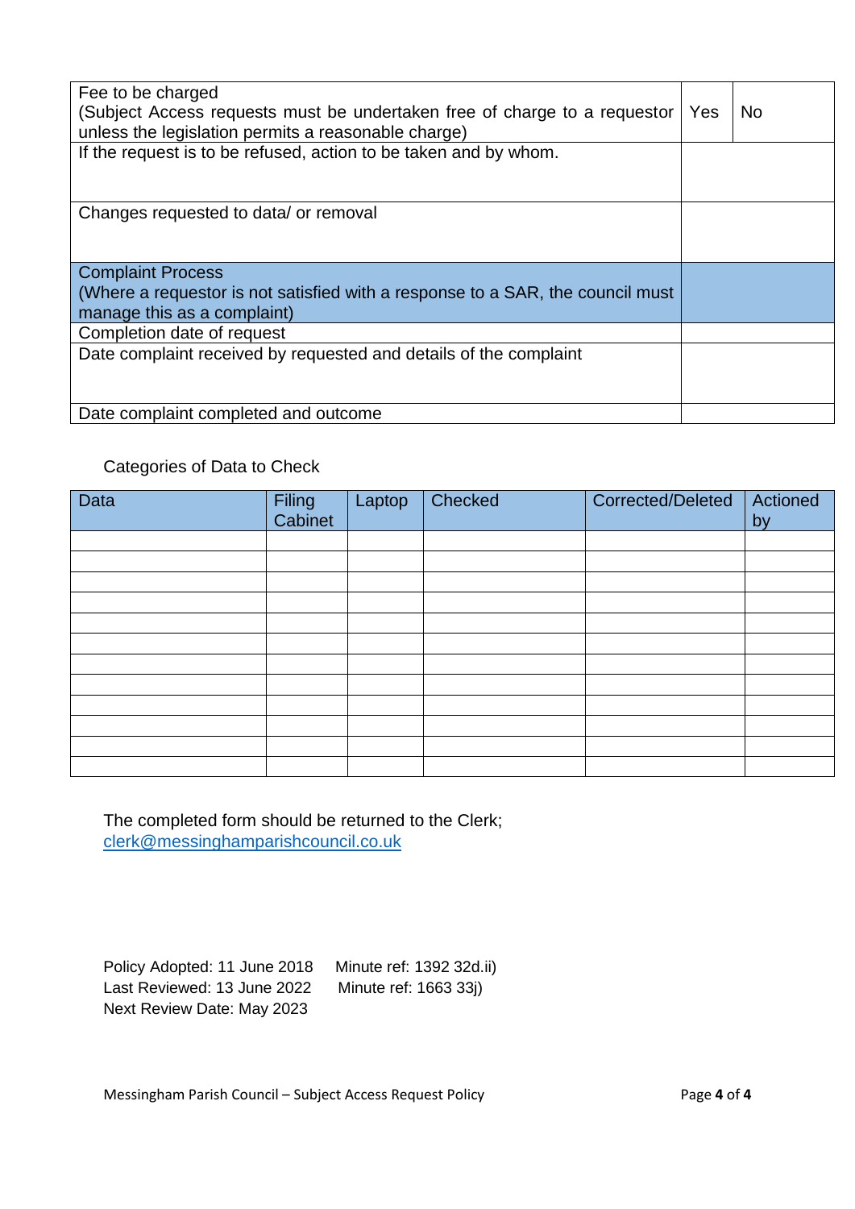| | | |
|---|---|---|
| Fee to be charged<br>(Subject Access requests must be undertaken free of charge to a requestor unless the legislation permits a reasonable charge) | Yes | No |
| If the request is to be refused, action to be taken and by whom. | | |
| Changes requested to data/ or removal | | |
| Complaint Process<br>(Where a requestor is not satisfied with a response to a SAR, the council must manage this as a complaint) | | |
| Completion date of request | | |
| Date complaint received by requested and details of the complaint | | |
| Date complaint completed and outcome | | |

Categories of Data to Check

| Data | Filing Cabinet | Laptop | Checked | Corrected/Deleted | Actioned by |
|---|---|---|---|---|---|
| | | | | | |
| | | | | | |
| | | | | | |
| | | | | | |
| | | | | | |
| | | | | | |
| | | | | | |
| | | | | | |
| | | | | | |
| | | | | | |
| | | | | | |
| | | | | | |

The completed form should be returned to the Clerk;
clerk@messinghamparishcouncil.co.uk

Policy Adopted: 11 June 2018 Minute ref: 1392 32d.ii)
Last Reviewed: 13 June 2022 Minute ref: 1663 33j)
Next Review Date: May 2023